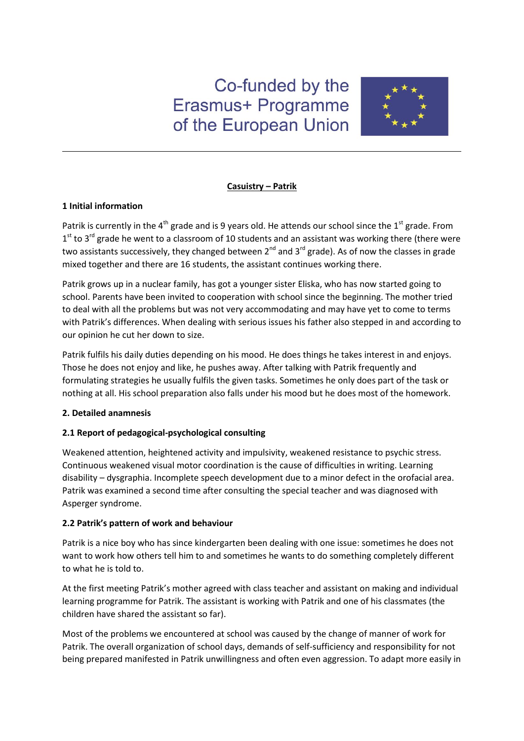Co-funded by the Erasmus+ Programme of the European Union

# Casuistry – Patrik

## 1 Initial information

Patrik is currently in the 4th grade and is 9 years old. He attends our school since the 1st grade. From 1st to 3rd grade he went to a classroom of 10 students and an assistant was working there (there were two assistants successively, they changed between 2nd and 3rd grade). As of now the classes in grade mixed together and there are 16 students, the assistant continues working there.

Patrik grows up in a nuclear family, has got a younger sister Eliska, who has now started going to school. Parents have been invited to cooperation with school since the beginning. The mother tried to deal with all the problems but was not very accommodating and may have yet to come to terms with Patrik's differences. When dealing with serious issues his father also stepped in and according to our opinion he cut her down to size.

Patrik fulfils his daily duties depending on his mood. He does things he takes interest in and enjoys. Those he does not enjoy and like, he pushes away. After talking with Patrik frequently and formulating strategies he usually fulfils the given tasks. Sometimes he only does part of the task or nothing at all. His school preparation also falls under his mood but he does most of the homework.

## 2. Detailed anamnesis

### 2.1 Report of pedagogical-psychological consulting

Weakened attention, heightened activity and impulsivity, weakened resistance to psychic stress. Continuous weakened visual motor coordination is the cause of difficulties in writing. Learning disability – dysgraphia. Incomplete speech development due to a minor defect in the orofacial area. Patrik was examined a second time after consulting the special teacher and was diagnosed with Asperger syndrome.

### 2.2 Patrik's pattern of work and behaviour

Patrik is a nice boy who has since kindergarten been dealing with one issue: sometimes he does not want to work how others tell him to and sometimes he wants to do something completely different to what he is told to.

At the first meeting Patrik's mother agreed with class teacher and assistant on making and individual learning programme for Patrik. The assistant is working with Patrik and one of his classmates (the children have shared the assistant so far).

Most of the problems we encountered at school was caused by the change of manner of work for Patrik. The overall organization of school days, demands of self-sufficiency and responsibility for not being prepared manifested in Patrik unwillingness and often even aggression. To adapt more easily in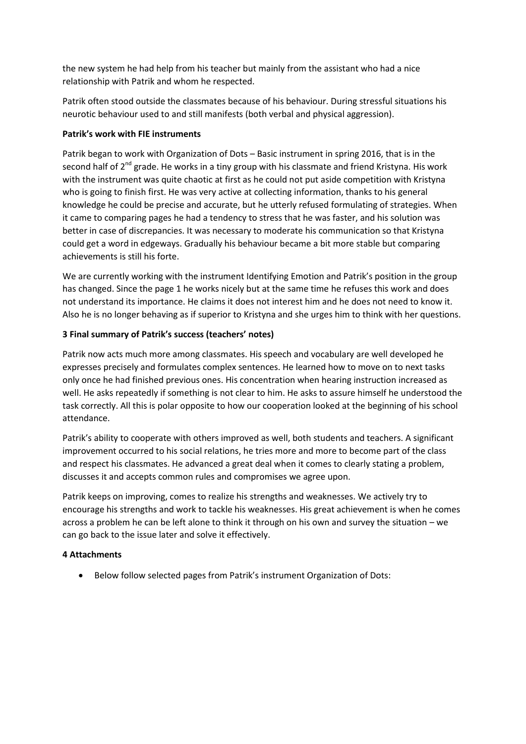the new system he had help from his teacher but mainly from the assistant who had a nice relationship with Patrik and whom he respected.

Patrik often stood outside the classmates because of his behaviour. During stressful situations his neurotic behaviour used to and still manifests (both verbal and physical aggression).

**Patrik's work with FIE instruments**

Patrik began to work with Organization of Dots – Basic instrument in spring 2016, that is in the second half of 2nd grade. He works in a tiny group with his classmate and friend Kristyna. His work with the instrument was quite chaotic at first as he could not put aside competition with Kristyna who is going to finish first. He was very active at collecting information, thanks to his general knowledge he could be precise and accurate, but he utterly refused formulating of strategies. When it came to comparing pages he had a tendency to stress that he was faster, and his solution was better in case of discrepancies. It was necessary to moderate his communication so that Kristyna could get a word in edgeways. Gradually his behaviour became a bit more stable but comparing achievements is still his forte.

We are currently working with the instrument Identifying Emotion and Patrik's position in the group has changed. Since the page 1 he works nicely but at the same time he refuses this work and does not understand its importance. He claims it does not interest him and he does not need to know it. Also he is no longer behaving as if superior to Kristyna and she urges him to think with her questions.

**3 Final summary of Patrik's success (teachers' notes)**

Patrik now acts much more among classmates. His speech and vocabulary are well developed he expresses precisely and formulates complex sentences. He learned how to move on to next tasks only once he had finished previous ones. His concentration when hearing instruction increased as well. He asks repeatedly if something is not clear to him. He asks to assure himself he understood the task correctly. All this is polar opposite to how our cooperation looked at the beginning of his school attendance.

Patrik's ability to cooperate with others improved as well, both students and teachers. A significant improvement occurred to his social relations, he tries more and more to become part of the class and respect his classmates. He advanced a great deal when it comes to clearly stating a problem, discusses it and accepts common rules and compromises we agree upon.

Patrik keeps on improving, comes to realize his strengths and weaknesses. We actively try to encourage his strengths and work to tackle his weaknesses. His great achievement is when he comes across a problem he can be left alone to think it through on his own and survey the situation – we can go back to the issue later and solve it effectively.

**4 Attachments**

- Below follow selected pages from Patrik's instrument Organization of Dots: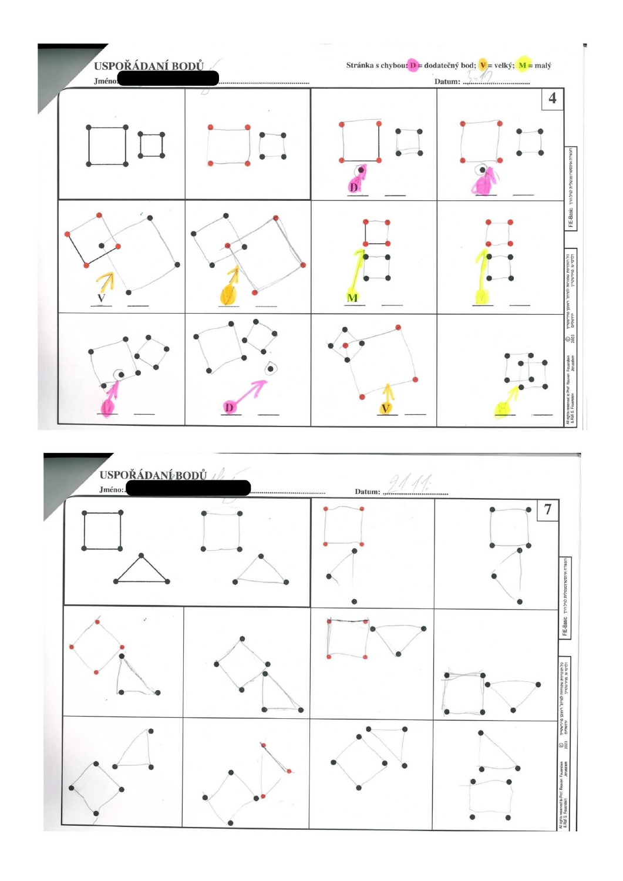USPOŘÁDANÍ BODŮ

Jméno: .................................................

Stránka s chybou: D = dodatečný bod; V = velký; M = malý

Datum: ...........................

4

D

V

M

D

D

V

FIE-Basic

© 2003

All rights reserved to Prof. Reuven Feuerstein & Refi S. Feuerstein Jerusalem

USPOŘÁDANÍ BODŮ

Jméno: .................................................

Datum: 21.11.

7

FIE-Basic

© 2003

All rights reserved to Prof. Reuven Feuerstein & Refi S. Feuerstein Jerusalem